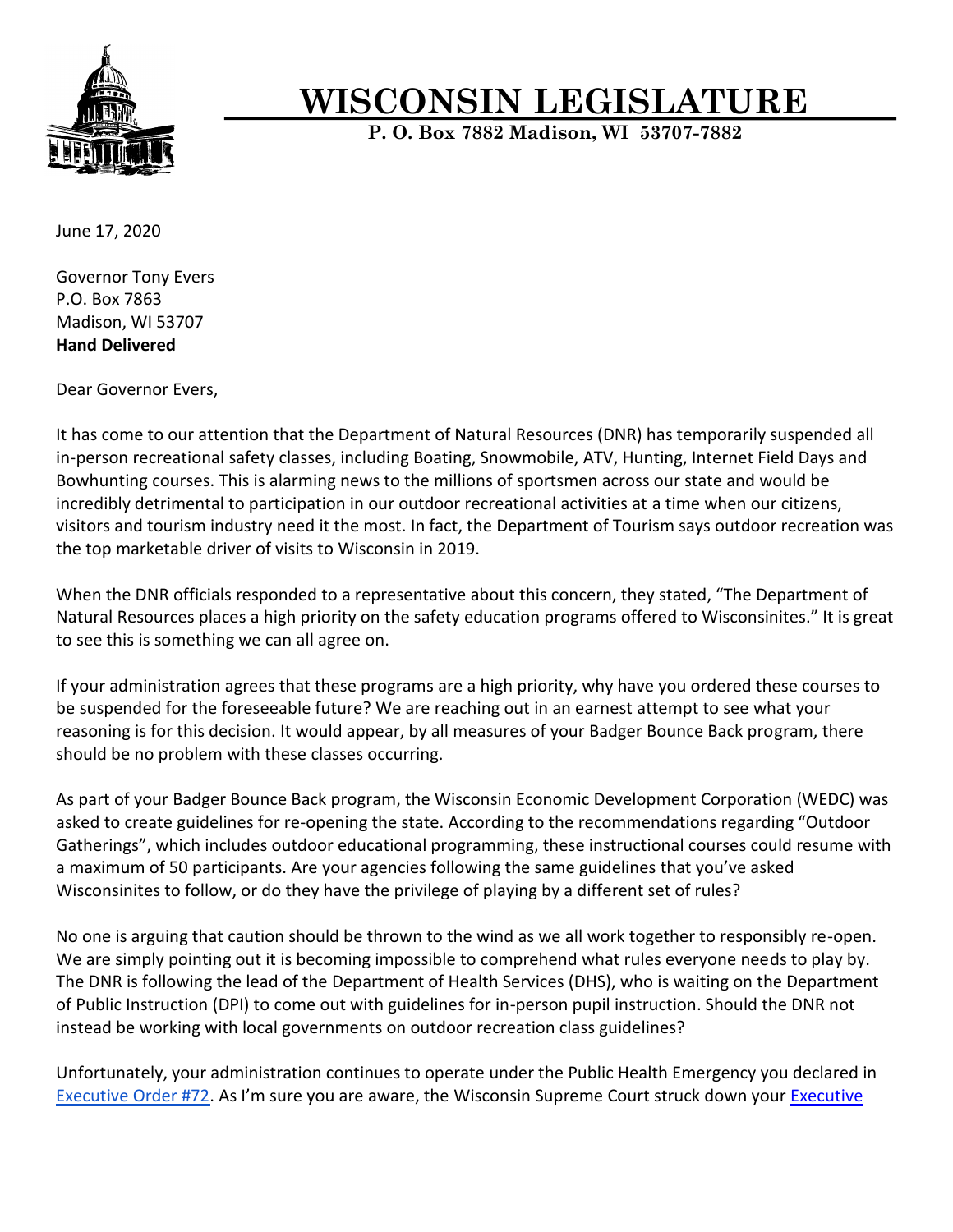# WISCONSIN LEGISLATURE

**P. O. Box 7882 Madison, WI 53707-7882**

June 17, 2020

Governor Tony Evers
P.O. Box 7863
Madison, WI 53707
**Hand Delivered**

Dear Governor Evers,

It has come to our attention that the Department of Natural Resources (DNR) has temporarily suspended all in-person recreational safety classes, including Boating, Snowmobile, ATV, Hunting, Internet Field Days and Bowhunting courses. This is alarming news to the millions of sportsmen across our state and would be incredibly detrimental to participation in our outdoor recreational activities at a time when our citizens, visitors and tourism industry need it the most. In fact, the Department of Tourism says outdoor recreation was the top marketable driver of visits to Wisconsin in 2019.

When the DNR officials responded to a representative about this concern, they stated, "The Department of Natural Resources places a high priority on the safety education programs offered to Wisconsinites." It is great to see this is something we can all agree on.

If your administration agrees that these programs are a high priority, why have you ordered these courses to be suspended for the foreseeable future? We are reaching out in an earnest attempt to see what your reasoning is for this decision. It would appear, by all measures of your Badger Bounce Back program, there should be no problem with these classes occurring.

As part of your Badger Bounce Back program, the Wisconsin Economic Development Corporation (WEDC) was asked to create guidelines for re-opening the state. According to the recommendations regarding "Outdoor Gatherings", which includes outdoor educational programming, these instructional courses could resume with a maximum of 50 participants. Are your agencies following the same guidelines that you've asked Wisconsinites to follow, or do they have the privilege of playing by a different set of rules?

No one is arguing that caution should be thrown to the wind as we all work together to responsibly re-open. We are simply pointing out it is becoming impossible to comprehend what rules everyone needs to play by. The DNR is following the lead of the Department of Health Services (DHS), who is waiting on the Department of Public Instruction (DPI) to come out with guidelines for in-person pupil instruction. Should the DNR not instead be working with local governments on outdoor recreation class guidelines?

Unfortunately, your administration continues to operate under the Public Health Emergency you declared in Executive Order #72. As I'm sure you are aware, the Wisconsin Supreme Court struck down your Executive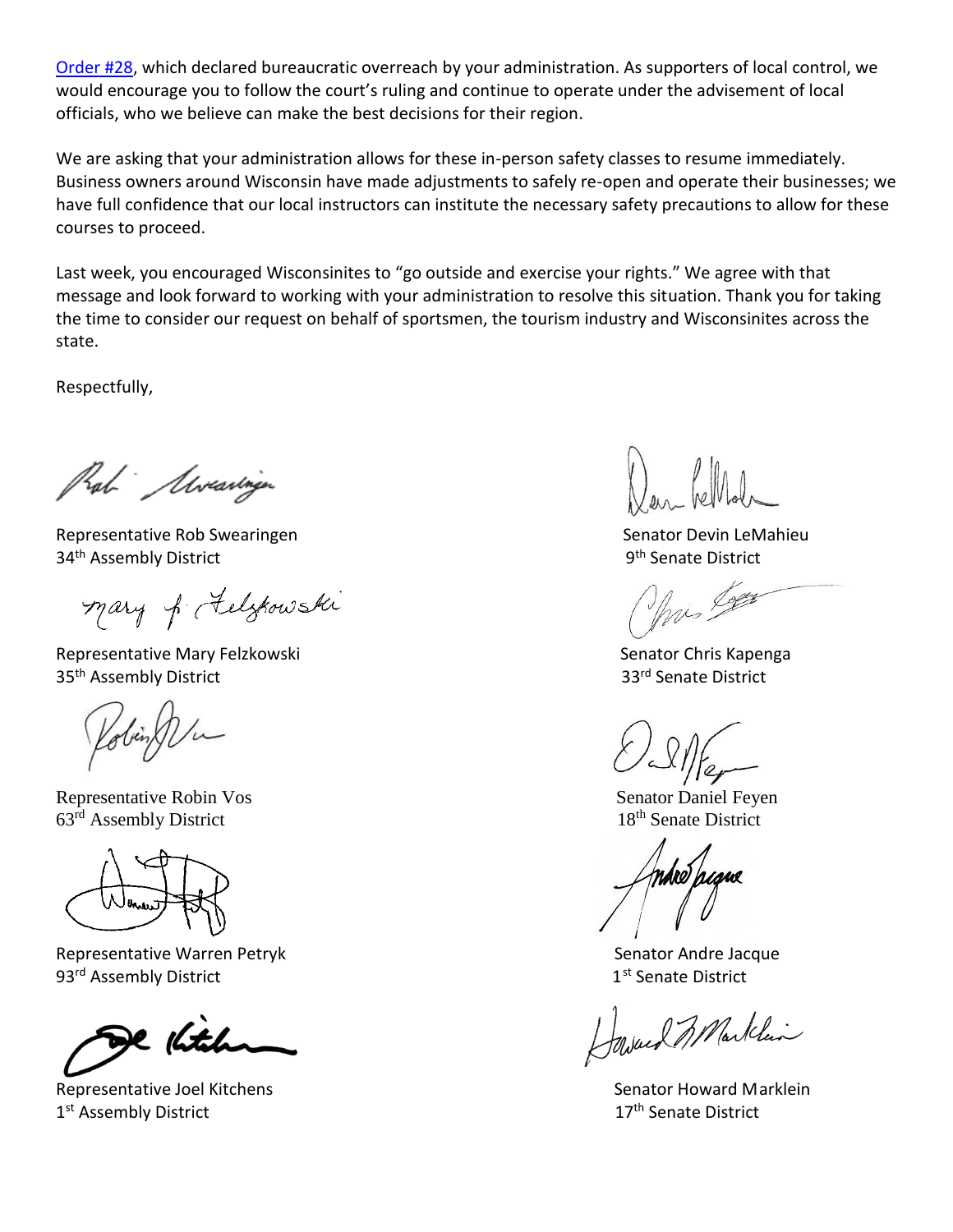[Order #28](), which declared bureaucratic overreach by your administration. As supporters of local control, we would encourage you to follow the court's ruling and continue to operate under the advisement of local officials, who we believe can make the best decisions for their region.

We are asking that your administration allows for these in-person safety classes to resume immediately. Business owners around Wisconsin have made adjustments to safely re-open and operate their businesses; we have full confidence that our local instructors can institute the necessary safety precautions to allow for these courses to proceed.

Last week, you encouraged Wisconsinites to "go outside and exercise your rights." We agree with that message and look forward to working with your administration to resolve this situation. Thank you for taking the time to consider our request on behalf of sportsmen, the tourism industry and Wisconsinites across the state.

Respectfully,

Representative Rob Swearingen
34th Assembly District

Representative Mary Felzkowski
35th Assembly District

Representative Robin Vos
63rd Assembly District

Representative Warren Petryk
93rd Assembly District

Representative Joel Kitchens
1st Assembly District

Senator Devin LeMahieu
9th Senate District

Senator Chris Kapenga
33rd Senate District

Senator Daniel Feyen
18th Senate District

Senator Andre Jacque
1st Senate District

Senator Howard Marklein
17th Senate District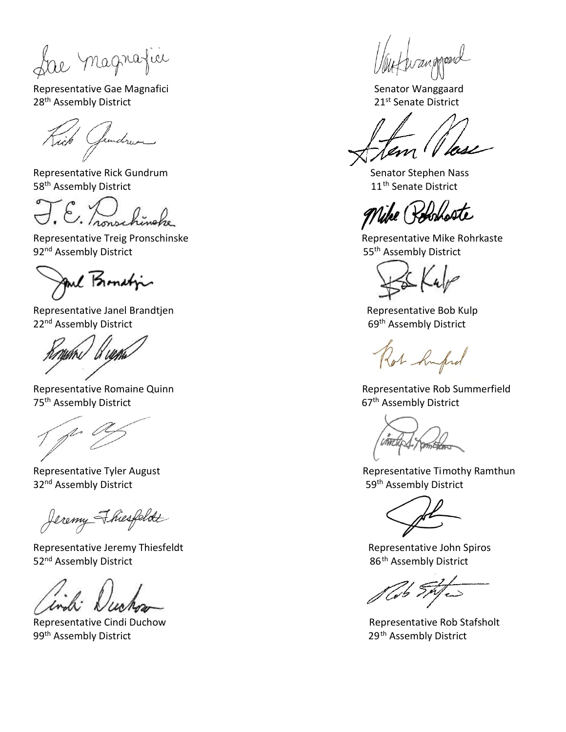Representative Gae Magnafici
28th Assembly District

Representative Rick Gundrum
58th Assembly District

Representative Treig Pronschinske
92nd Assembly District

Representative Janel Brandtjen
22nd Assembly District

Representative Romaine Quinn
75th Assembly District

Representative Tyler August
32nd Assembly District

Representative Jeremy Thiesfeldt
52nd Assembly District

Representative Cindi Duchow
99th Assembly District

Senator Wanggaard
21st Senate District

Senator Stephen Nass
11th Senate District

Representative Mike Rohrkaste
55th Assembly District

Representative Bob Kulp
69th Assembly District

Representative Rob Summerfield
67th Assembly District

Representative Timothy Ramthun
59th Assembly District

Representative John Spiros
86th Assembly District

Representative Rob Stafsholt
29th Assembly District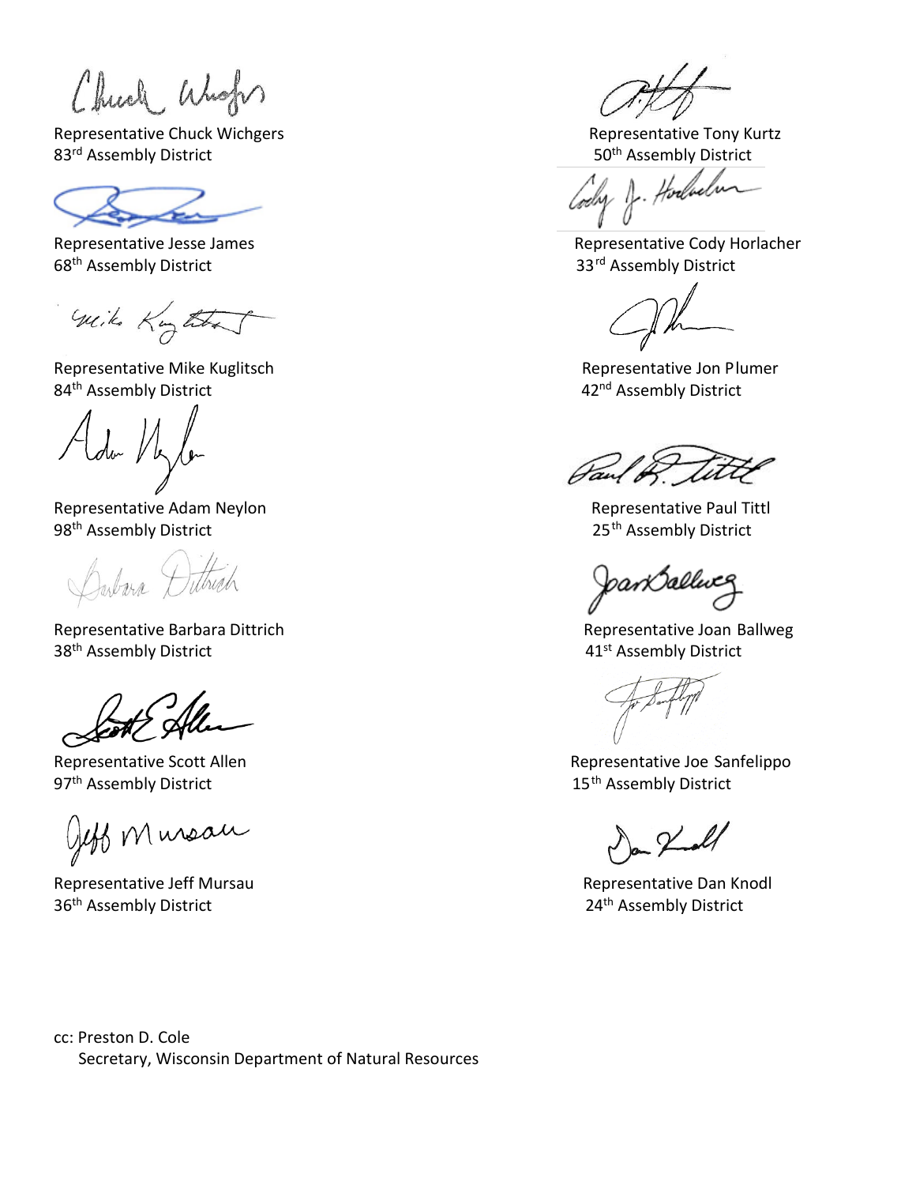Representative Chuck Wichgers
83rd Assembly District

Representative Jesse James
68th Assembly District

Representative Mike Kuglitsch
84th Assembly District

Representative Adam Neylon
98th Assembly District

Representative Barbara Dittrich
38th Assembly District

Representative Scott Allen
97th Assembly District

Representative Jeff Mursau
36th Assembly District

Representative Tony Kurtz
50th Assembly District

Representative Cody Horlacher
33rd Assembly District

Representative Jon Plumer
42nd Assembly District

Representative Paul Tittl
25th Assembly District

Representative Joan Ballweg
41st Assembly District

Representative Joe Sanfelippo
15th Assembly District

Representative Dan Knodl
24th Assembly District

cc: Preston D. Cole
Secretary, Wisconsin Department of Natural Resources